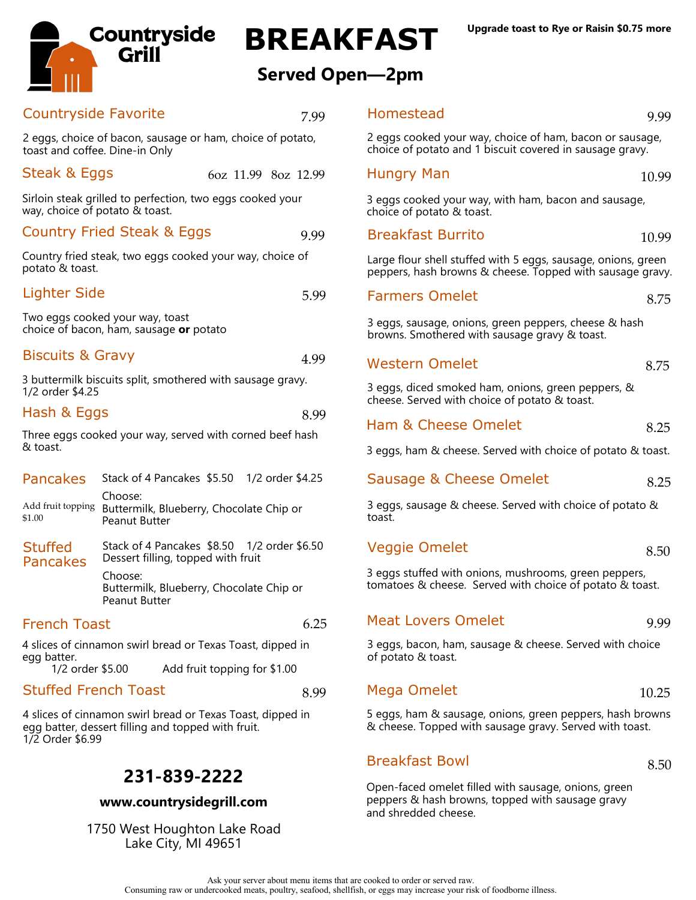# Countryside Grill

# BREAKFAST

## Served Open—2pm

Upgrade toast to Rye or Raisin $0.75 more

### Countryside Favorite — 7.99

2 eggs, choice of bacon, sausage or ham, choice of potato, toast and coffee. Dine-in Only

### Steak & Eggs — 6oz 11.99 8oz 12.99

Sirloin steak grilled to perfection, two eggs cooked your way, choice of potato & toast.

### Country Fried Steak & Eggs — 9.99

Country fried steak, two eggs cooked your way, choice of potato & toast.

### Lighter Side — 5.99

Two eggs cooked your way, toast
choice of bacon, ham, sausage **or** potato

### Biscuits & Gravy — 4.99

3 buttermilk biscuits split, smothered with sausage gravy.
1/2 order $4.25

### Hash & Eggs — 8.99

Three eggs cooked your way, served with corned beef hash & toast.

### Pancakes

Stack of 4 Pancakes $5.50 1/2 order $4.25

Add fruit topping $1.00

Choose:
Buttermilk, Blueberry, Chocolate Chip or Peanut Butter

### Stuffed Pancakes

Stack of 4 Pancakes $8.50 1/2 order $6.50
Dessert filling, topped with fruit

Choose:
Buttermilk, Blueberry, Chocolate Chip or Peanut Butter

### French Toast — 6.25

4 slices of cinnamon swirl bread or Texas Toast, dipped in egg batter.
1/2 order $5.00 Add fruit topping for $1.00

### Stuffed French Toast — 8.99

4 slices of cinnamon swirl bread or Texas Toast, dipped in egg batter, dessert filling and topped with fruit.
1/2 Order $6.99

### Homestead — 9.99

2 eggs cooked your way, choice of ham, bacon or sausage, choice of potato and 1 biscuit covered in sausage gravy.

### Hungry Man — 10.99

3 eggs cooked your way, with ham, bacon and sausage, choice of potato & toast.

### Breakfast Burrito — 10.99

Large flour shell stuffed with 5 eggs, sausage, onions, green peppers, hash browns & cheese. Topped with sausage gravy.

### Farmers Omelet — 8.75

3 eggs, sausage, onions, green peppers, cheese & hash browns. Smothered with sausage gravy & toast.

### Western Omelet — 8.75

3 eggs, diced smoked ham, onions, green peppers, & cheese. Served with choice of potato & toast.

### Ham & Cheese Omelet — 8.25

3 eggs, ham & cheese. Served with choice of potato & toast.

### Sausage & Cheese Omelet — 8.25

3 eggs, sausage & cheese. Served with choice of potato & toast.

### Veggie Omelet — 8.50

3 eggs stuffed with onions, mushrooms, green peppers, tomatoes & cheese. Served with choice of potato & toast.

### Meat Lovers Omelet — 9.99

3 eggs, bacon, ham, sausage & cheese. Served with choice of potato & toast.

### Mega Omelet — 10.25

5 eggs, ham & sausage, onions, green peppers, hash browns & cheese. Topped with sausage gravy. Served with toast.

### Breakfast Bowl — 8.50

Open-faced omelet filled with sausage, onions, green peppers & hash browns, topped with sausage gravy and shredded cheese.

**231-839-2222**

**www.countrysidegrill.com**

1750 West Houghton Lake Road
Lake City, MI 49651

Ask your server about menu items that are cooked to order or served raw.
Consuming raw or undercooked meats, poultry, seafood, shellfish, or eggs may increase your risk of foodborne illness.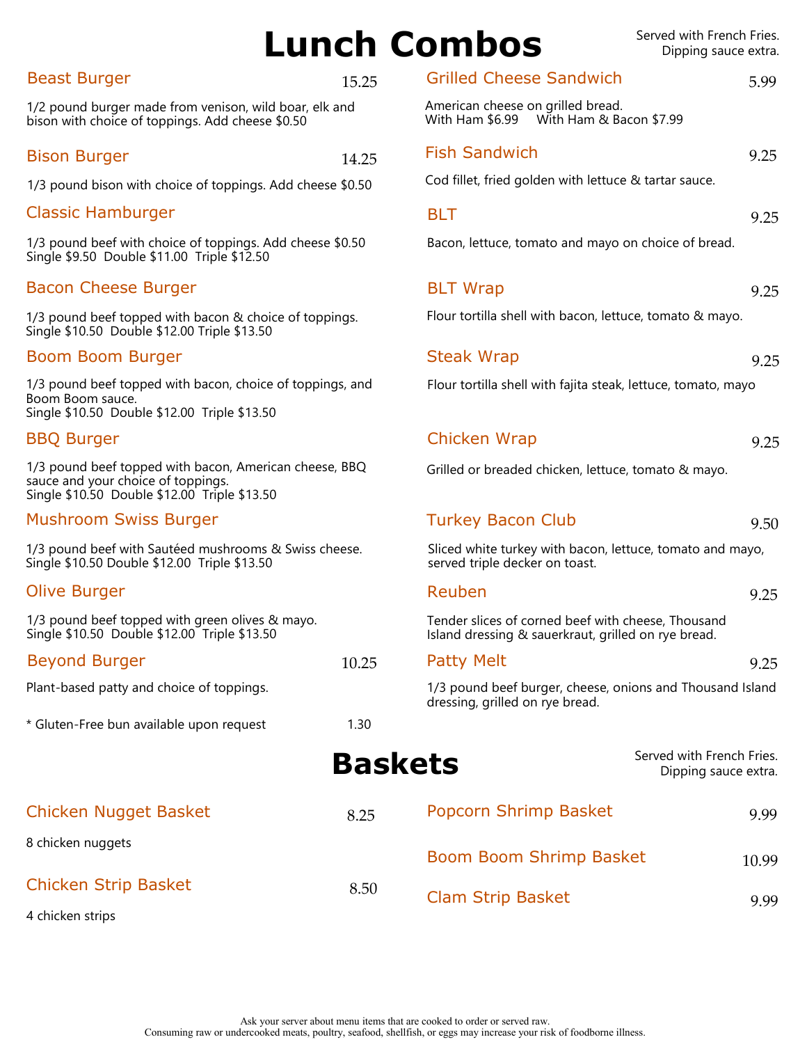# Lunch Combos

Served with French Fries.
Dipping sauce extra.

### Beast Burger — 15.25

1/2 pound burger made from venison, wild boar, elk and bison with choice of toppings. Add cheese $0.50

### Bison Burger — 14.25

1/3 pound bison with choice of toppings. Add cheese $0.50

### Classic Hamburger

1/3 pound beef with choice of toppings. Add cheese $0.50
Single $9.50 Double $11.00 Triple $12.50

### Bacon Cheese Burger

1/3 pound beef topped with bacon & choice of toppings.
Single $10.50 Double $12.00 Triple $13.50

### Boom Boom Burger

1/3 pound beef topped with bacon, choice of toppings, and Boom Boom sauce.
Single $10.50 Double $12.00 Triple $13.50

### BBQ Burger

1/3 pound beef topped with bacon, American cheese, BBQ sauce and your choice of toppings.
Single $10.50 Double $12.00 Triple $13.50

### Mushroom Swiss Burger

1/3 pound beef with Sautéed mushrooms & Swiss cheese.
Single $10.50 Double $12.00 Triple $13.50

### Olive Burger

1/3 pound beef topped with green olives & mayo.
Single $10.50 Double $12.00 Triple $13.50

### Beyond Burger — 10.25

Plant-based patty and choice of toppings.

* Gluten-Free bun available upon request — 1.30

### Grilled Cheese Sandwich — 5.99

American cheese on grilled bread.
With Ham $6.99 With Ham & Bacon $7.99

### Fish Sandwich — 9.25

Cod fillet, fried golden with lettuce & tartar sauce.

### BLT — 9.25

Bacon, lettuce, tomato and mayo on choice of bread.

### BLT Wrap — 9.25

Flour tortilla shell with bacon, lettuce, tomato & mayo.

### Steak Wrap — 9.25

Flour tortilla shell with fajita steak, lettuce, tomato, mayo

### Chicken Wrap — 9.25

Grilled or breaded chicken, lettuce, tomato & mayo.

### Turkey Bacon Club — 9.50

Sliced white turkey with bacon, lettuce, tomato and mayo, served triple decker on toast.

### Reuben — 9.25

Tender slices of corned beef with cheese, Thousand Island dressing & sauerkraut, grilled on rye bread.

### Patty Melt — 9.25

1/3 pound beef burger, cheese, onions and Thousand Island dressing, grilled on rye bread.

# Baskets

Served with French Fries.
Dipping sauce extra.

### Chicken Nugget Basket — 8.25

8 chicken nuggets

### Chicken Strip Basket — 8.50

4 chicken strips

### Popcorn Shrimp Basket — 9.99

### Boom Boom Shrimp Basket — 10.99

### Clam Strip Basket — 9.99

Ask your server about menu items that are cooked to order or served raw.
Consuming raw or undercooked meats, poultry, seafood, shellfish, or eggs may increase your risk of foodborne illness.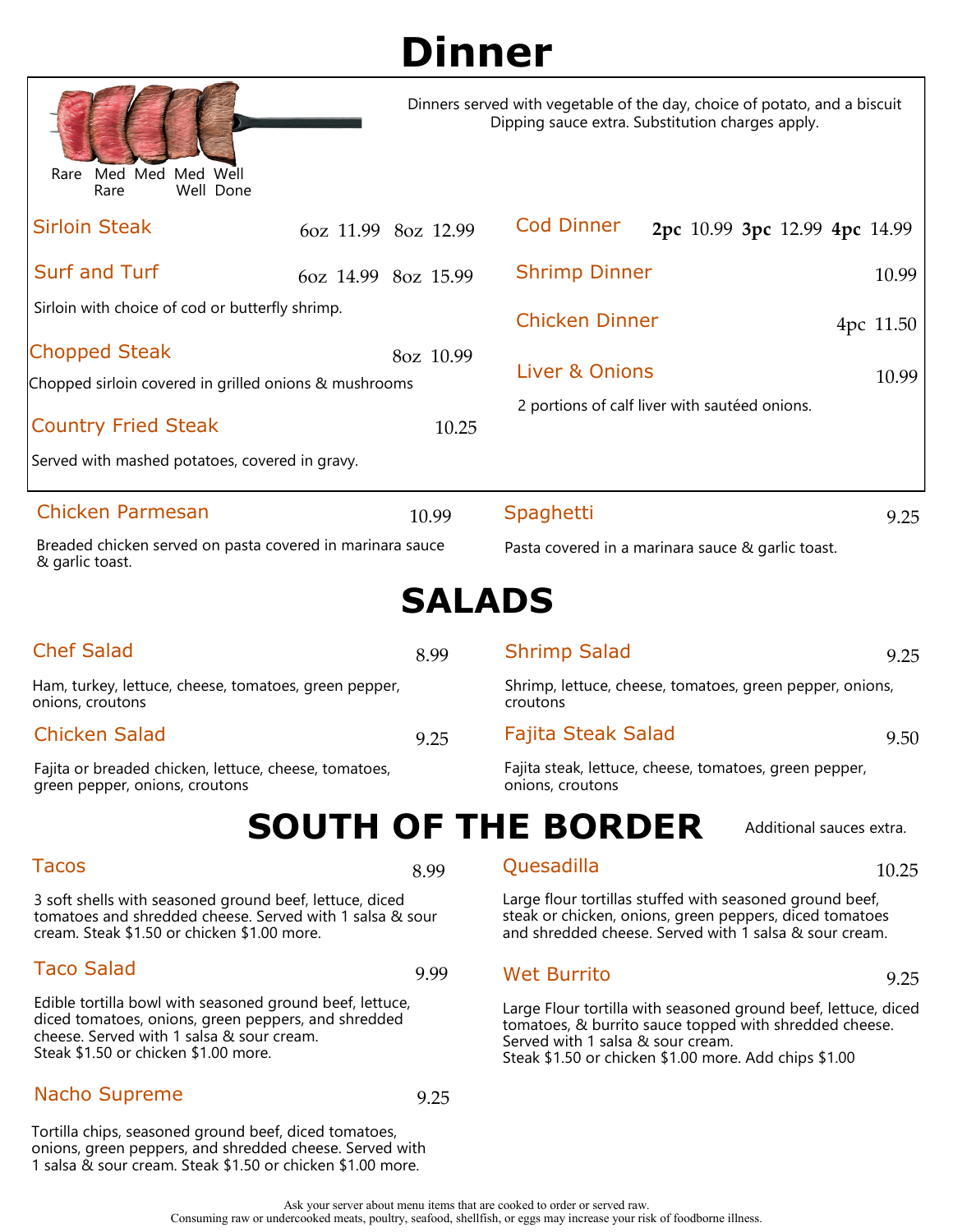# Dinner

Rare | Med Rare | Med | Med Well | Well Done

Dinners served with vegetable of the day, choice of potato, and a biscuit
Dipping sauce extra. Substitution charges apply.

### Sirloin Steak
6oz 11.99 8oz 12.99

### Surf and Turf
6oz 14.99 8oz 15.99

Sirloin with choice of cod or butterfly shrimp.

### Chopped Steak
8oz 10.99

Chopped sirloin covered in grilled onions & mushrooms

### Country Fried Steak
10.25

Served with mashed potatoes, covered in gravy.

### Cod Dinner
**2pc** 10.99 **3pc** 12.99 **4pc** 14.99

### Shrimp Dinner
10.99

### Chicken Dinner
4pc 11.50

### Liver & Onions
10.99

2 portions of calf liver with sautéed onions.

### Chicken Parmesan
10.99

Breaded chicken served on pasta covered in marinara sauce & garlic toast.

### Spaghetti
9.25

Pasta covered in a marinara sauce & garlic toast.

# SALADS

### Chef Salad
8.99

Ham, turkey, lettuce, cheese, tomatoes, green pepper, onions, croutons

### Chicken Salad
9.25

Fajita or breaded chicken, lettuce, cheese, tomatoes, green pepper, onions, croutons

### Shrimp Salad
9.25

Shrimp, lettuce, cheese, tomatoes, green pepper, onions, croutons

### Fajita Steak Salad
9.50

Fajita steak, lettuce, cheese, tomatoes, green pepper, onions, croutons

# SOUTH OF THE BORDER

Additional sauces extra.

### Tacos
8.99

3 soft shells with seasoned ground beef, lettuce, diced tomatoes and shredded cheese. Served with 1 salsa & sour cream. Steak $1.50 or chicken $1.00 more.

### Taco Salad
9.99

Edible tortilla bowl with seasoned ground beef, lettuce, diced tomatoes, onions, green peppers, and shredded cheese. Served with 1 salsa & sour cream.
Steak $1.50 or chicken $1.00 more.

### Nacho Supreme
9.25

Tortilla chips, seasoned ground beef, diced tomatoes, onions, green peppers, and shredded cheese. Served with 1 salsa & sour cream. Steak $1.50 or chicken $1.00 more.

### Quesadilla
10.25

Large flour tortillas stuffed with seasoned ground beef, steak or chicken, onions, green peppers, diced tomatoes and shredded cheese. Served with 1 salsa & sour cream.

### Wet Burrito
9.25

Large Flour tortilla with seasoned ground beef, lettuce, diced tomatoes, & burrito sauce topped with shredded cheese. Served with 1 salsa & sour cream.
Steak $1.50 or chicken $1.00 more. Add chips $1.00

Ask your server about menu items that are cooked to order or served raw.
Consuming raw or undercooked meats, poultry, seafood, shellfish, or eggs may increase your risk of foodborne illness.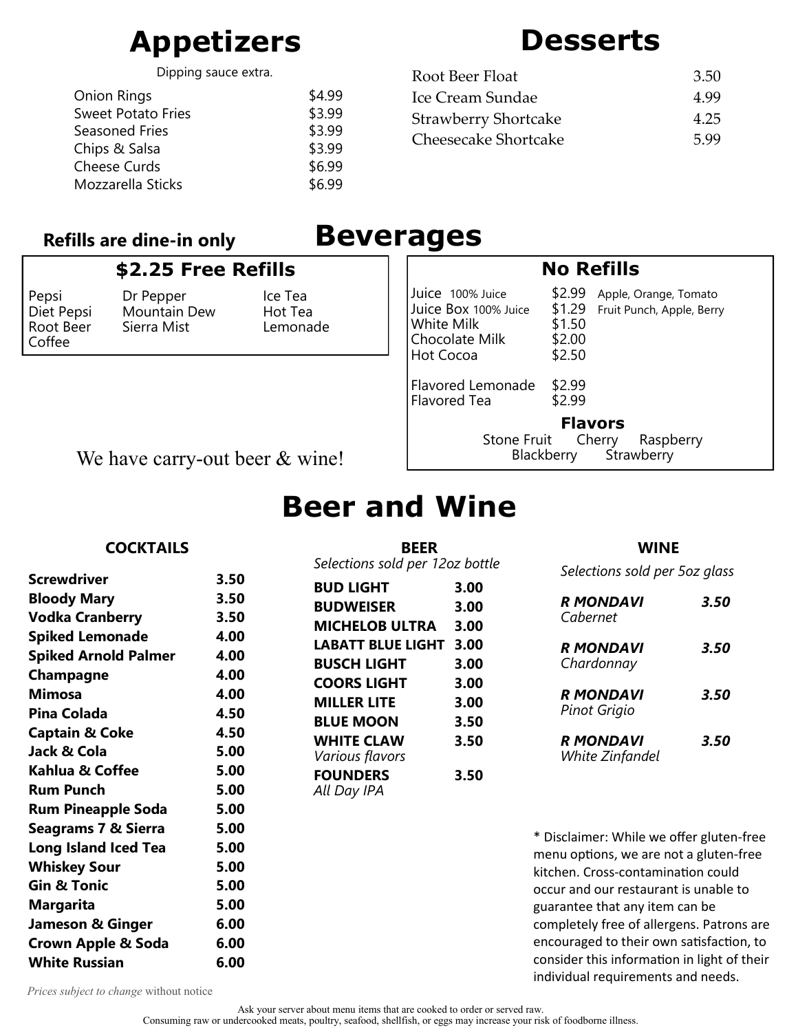# Appetizers

Dipping sauce extra.

| | |
|---|---|
| Onion Rings | $4.99 |
| Sweet Potato Fries | $3.99 |
| Seasoned Fries | $3.99 |
| Chips & Salsa | $3.99 |
| Cheese Curds | $6.99 |
| Mozzarella Sticks | $6.99 |

# Desserts

| | |
|---|---|
| Root Beer Float | 3.50 |
| Ice Cream Sundae | 4.99 |
| Strawberry Shortcake | 4.25 |
| Cheesecake Shortcake | 5.99 |

# Beverages

**Refills are dine-in only**

## $2.25 Free Refills

| | | |
|---|---|---|
| Pepsi | Dr Pepper | Ice Tea |
| Diet Pepsi | Mountain Dew | Hot Tea |
| Root Beer | Sierra Mist | Lemonade |
| Coffee | | |

We have carry-out beer & wine!

## No Refills

| | | |
|---|---|---|
| Juice 100% Juice | $2.99 | Apple, Orange, Tomato |
| Juice Box 100% Juice | $1.29 | Fruit Punch, Apple, Berry |
| White Milk | $1.50 | |
| Chocolate Milk | $2.00 | |
| Hot Cocoa | $2.50 | |
| Flavored Lemonade | $2.99 | |
| Flavored Tea | $2.99 | |

**Flavors**

Stone Fruit Cherry Raspberry Blackberry Strawberry

# Beer and Wine

## COCKTAILS

| | |
|---|---|
| **Screwdriver** | **3.50** |
| **Bloody Mary** | **3.50** |
| **Vodka Cranberry** | **3.50** |
| **Spiked Lemonade** | **4.00** |
| **Spiked Arnold Palmer** | **4.00** |
| **Champagne** | **4.00** |
| **Mimosa** | **4.00** |
| **Pina Colada** | **4.50** |
| **Captain & Coke** | **4.50** |
| **Jack & Cola** | **5.00** |
| **Kahlua & Coffee** | **5.00** |
| **Rum Punch** | **5.00** |
| **Rum Pineapple Soda** | **5.00** |
| **Seagrams 7 & Sierra** | **5.00** |
| **Long Island Iced Tea** | **5.00** |
| **Whiskey Sour** | **5.00** |
| **Gin & Tonic** | **5.00** |
| **Margarita** | **5.00** |
| **Jameson & Ginger** | **6.00** |
| **Crown Apple & Soda** | **6.00** |
| **White Russian** | **6.00** |

## BEER

*Selections sold per 12oz bottle*

| | |
|---|---|
| **BUD LIGHT** | **3.00** |
| **BUDWEISER** | **3.00** |
| **MICHELOB ULTRA** | **3.00** |
| **LABATT BLUE LIGHT** | **3.00** |
| **BUSCH LIGHT** | **3.00** |
| **COORS LIGHT** | **3.00** |
| **MILLER LITE** | **3.00** |
| **BLUE MOON** | **3.50** |
| **WHITE CLAW** *Various flavors* | **3.50** |
| **FOUNDERS** *All Day IPA* | **3.50** |

## WINE

*Selections sold per 5oz glass*

| | |
|---|---|
| ***R MONDAVI*** *Cabernet* | ***3.50*** |
| ***R MONDAVI*** *Chardonnay* | ***3.50*** |
| ***R MONDAVI*** *Pinot Grigio* | ***3.50*** |
| ***R MONDAVI*** *White Zinfandel* | ***3.50*** |

* Disclaimer: While we offer gluten-free menu options, we are not a gluten-free kitchen. Cross-contamination could occur and our restaurant is unable to guarantee that any item can be completely free of allergens. Patrons are encouraged to their own satisfaction, to consider this information in light of their individual requirements and needs.

*Prices subject to change* without notice

Ask your server about menu items that are cooked to order or served raw.
Consuming raw or undercooked meats, poultry, seafood, shellfish, or eggs may increase your risk of foodborne illness.